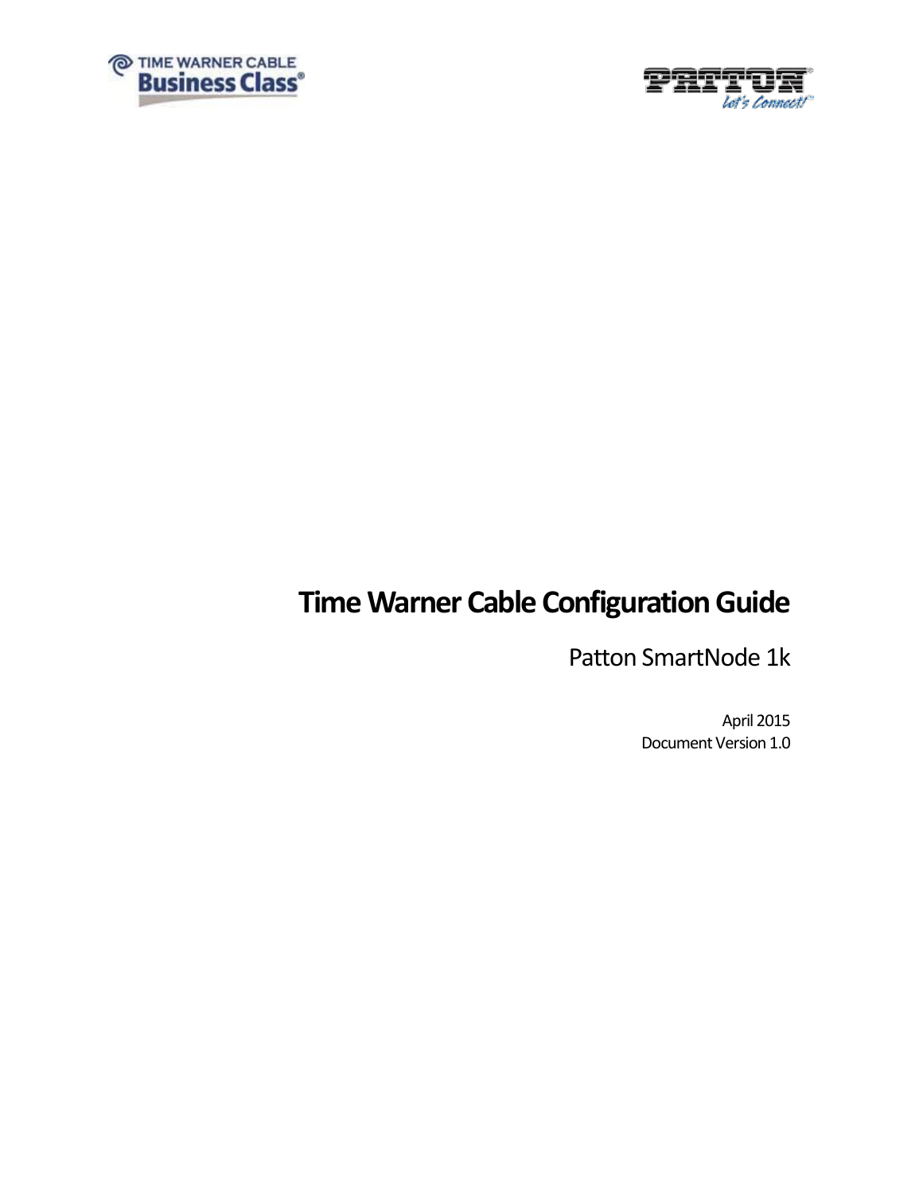# Time Warner Cable Configuration Guide

Patton SmartNode 1k

April 2015

Document Version 1.0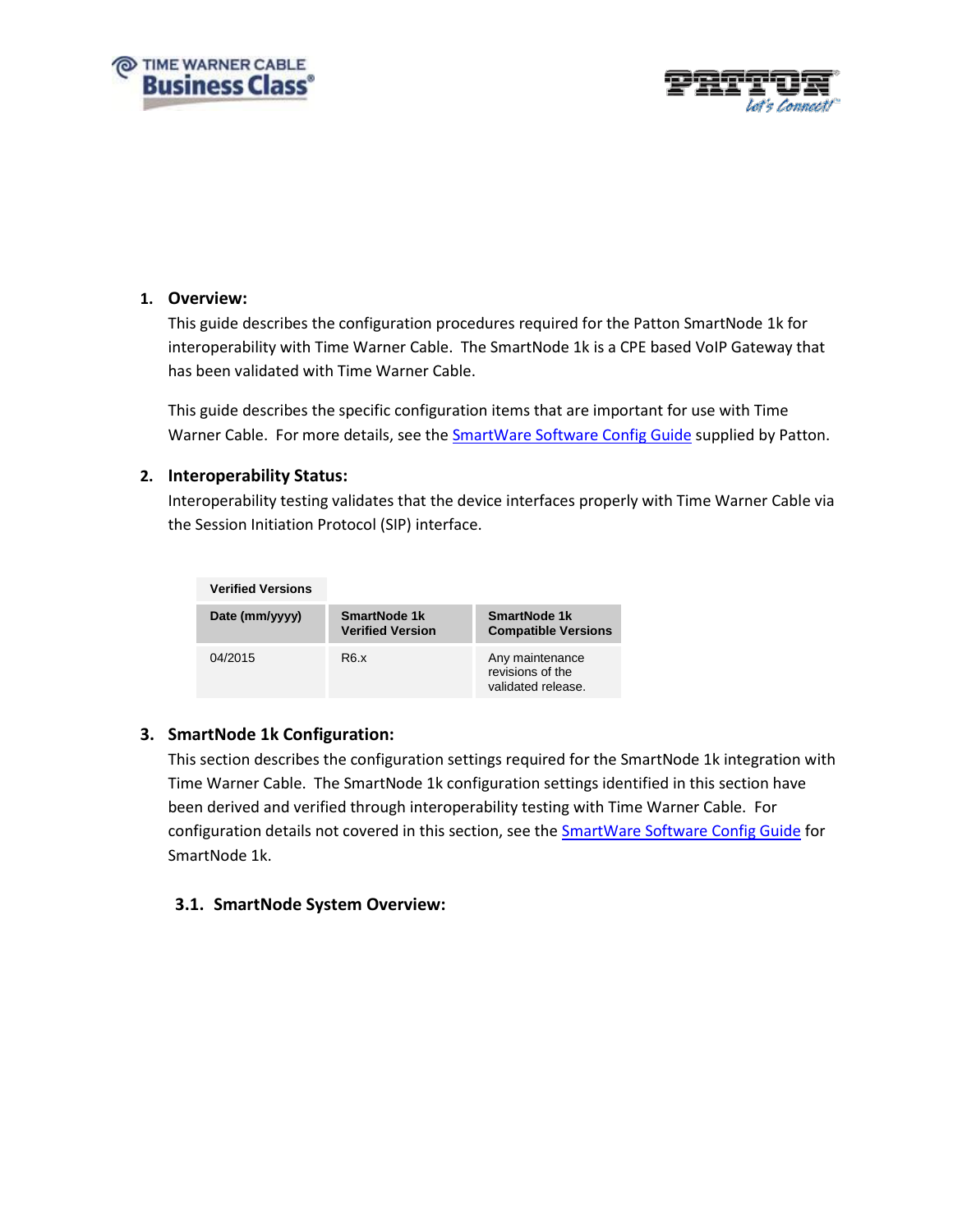## 1. Overview:

This guide describes the configuration procedures required for the Patton SmartNode 1k for interoperability with Time Warner Cable. The SmartNode 1k is a CPE based VoIP Gateway that has been validated with Time Warner Cable.

This guide describes the specific configuration items that are important for use with Time Warner Cable. For more details, see the SmartWare Software Config Guide supplied by Patton.

## 2. Interoperability Status:

Interoperability testing validates that the device interfaces properly with Time Warner Cable via the Session Initiation Protocol (SIP) interface.

| Verified Versions | | |
|---|---|---|
| **Date (mm/yyyy)** | **SmartNode 1k Verified Version** | **SmartNode 1k Compatible Versions** |
| 04/2015 | R6.x | Any maintenance revisions of the validated release. |

## 3. SmartNode 1k Configuration:

This section describes the configuration settings required for the SmartNode 1k integration with Time Warner Cable. The SmartNode 1k configuration settings identified in this section have been derived and verified through interoperability testing with Time Warner Cable. For configuration details not covered in this section, see the SmartWare Software Config Guide for SmartNode 1k.

### 3.1. SmartNode System Overview: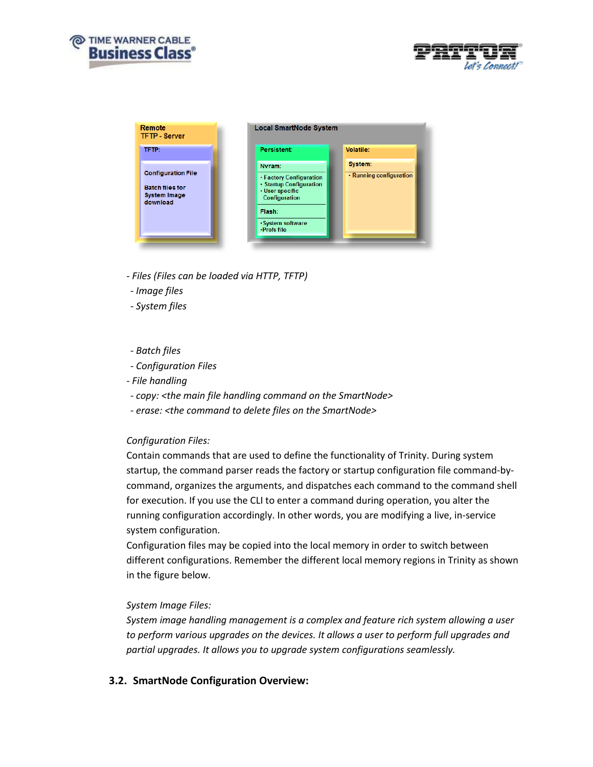Remote
TFTP - Server

TFTP:

Configuration File

Batch files for System Image download

Local SmartNode System

Persistent:

Nvram:
- Factory Configuration
- Startup Configuration
- User specific Configuration

Flash:
- System software
- Profs file

Volatile:

System:
- Running configuration

*- Files (Files can be loaded via HTTP, TFTP)*

*- Image files*

*- System files*

*- Batch files*

*- Configuration Files*

*- File handling*

*- copy: <the main file handling command on the SmartNode>*

*- erase: <the command to delete files on the SmartNode>*

*Configuration Files:*

Contain commands that are used to define the functionality of Trinity. During system startup, the command parser reads the factory or startup configuration file command-by-command, organizes the arguments, and dispatches each command to the command shell for execution. If you use the CLI to enter a command during operation, you alter the running configuration accordingly. In other words, you are modifying a live, in-service system configuration.

Configuration files may be copied into the local memory in order to switch between different configurations. Remember the different local memory regions in Trinity as shown in the figure below.

*System Image Files:*

*System image handling management is a complex and feature rich system allowing a user to perform various upgrades on the devices. It allows a user to perform full upgrades and partial upgrades. It allows you to upgrade system configurations seamlessly.*

## 3.2. SmartNode Configuration Overview: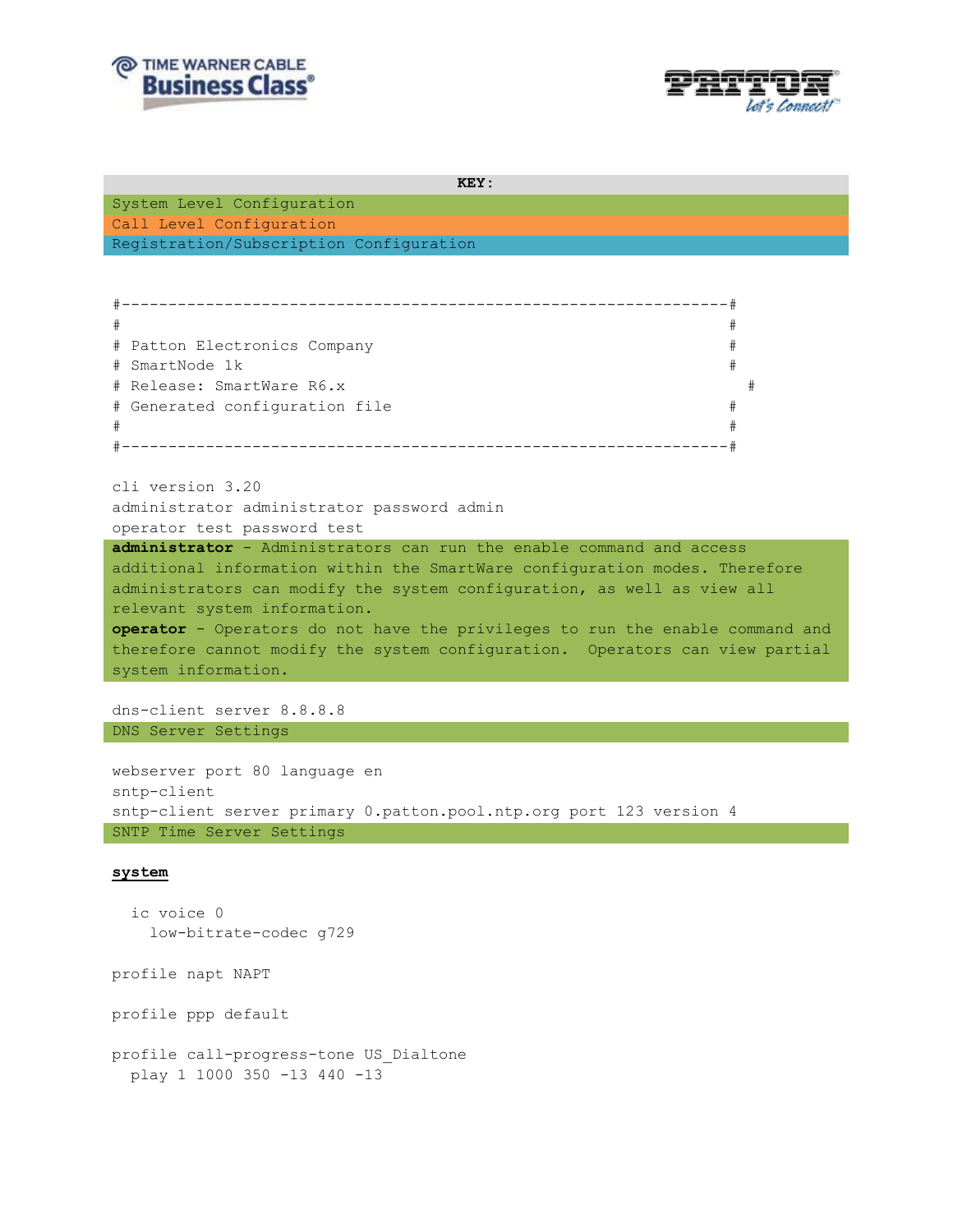| KEY: |
|---|
| System Level Configuration |
| Call Level Configuration |
| Registration/Subscription Configuration |

```
#-----------------------------------------------------------------#
#                                                                 #
# Patton Electronics Company                                      #
# SmartNode 1k                                                    #
# Release: SmartWare R6.x                                           #
# Generated configuration file                                    #
#                                                                 #
#-----------------------------------------------------------------#

cli version 3.20
administrator administrator password admin
operator test password test
```

**administrator** - Administrators can run the enable command and access additional information within the SmartWare configuration modes. Therefore administrators can modify the system configuration, as well as view all relevant system information.
**operator** - Operators do not have the privileges to run the enable command and therefore cannot modify the system configuration. Operators can view partial system information.

```
dns-client server 8.8.8.8
```

DNS Server Settings

```
webserver port 80 language en
sntp-client
sntp-client server primary 0.patton.pool.ntp.org port 123 version 4
```

SNTP Time Server Settings

**system**

```
  ic voice 0
    low-bitrate-codec g729

profile napt NAPT

profile ppp default

profile call-progress-tone US_Dialtone
  play 1 1000 350 -13 440 -13
```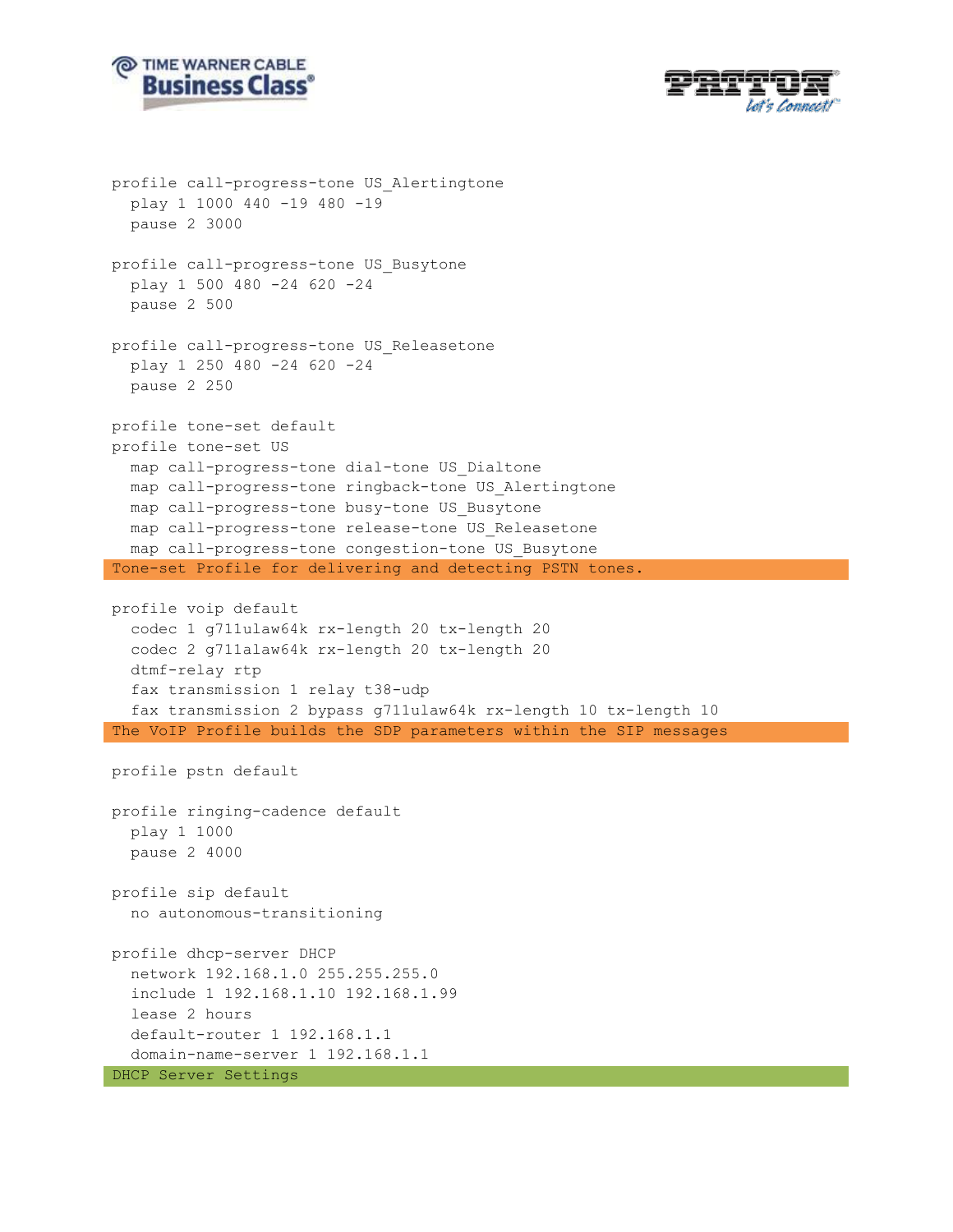```
profile call-progress-tone US_Alertingtone
  play 1 1000 440 -19 480 -19
  pause 2 3000

profile call-progress-tone US_Busytone
  play 1 500 480 -24 620 -24
  pause 2 500

profile call-progress-tone US_Releasetone
  play 1 250 480 -24 620 -24
  pause 2 250

profile tone-set default
profile tone-set US
  map call-progress-tone dial-tone US_Dialtone
  map call-progress-tone ringback-tone US_Alertingtone
  map call-progress-tone busy-tone US_Busytone
  map call-progress-tone release-tone US_Releasetone
  map call-progress-tone congestion-tone US_Busytone
```

Tone-set Profile for delivering and detecting PSTN tones.

```
profile voip default
  codec 1 g711ulaw64k rx-length 20 tx-length 20
  codec 2 g711alaw64k rx-length 20 tx-length 20
  dtmf-relay rtp
  fax transmission 1 relay t38-udp
  fax transmission 2 bypass g711ulaw64k rx-length 10 tx-length 10
```

The VoIP Profile builds the SDP parameters within the SIP messages

```
profile pstn default

profile ringing-cadence default
  play 1 1000
  pause 2 4000

profile sip default
  no autonomous-transitioning

profile dhcp-server DHCP
  network 192.168.1.0 255.255.255.0
  include 1 192.168.1.10 192.168.1.99
  lease 2 hours
  default-router 1 192.168.1.1
  domain-name-server 1 192.168.1.1
```

DHCP Server Settings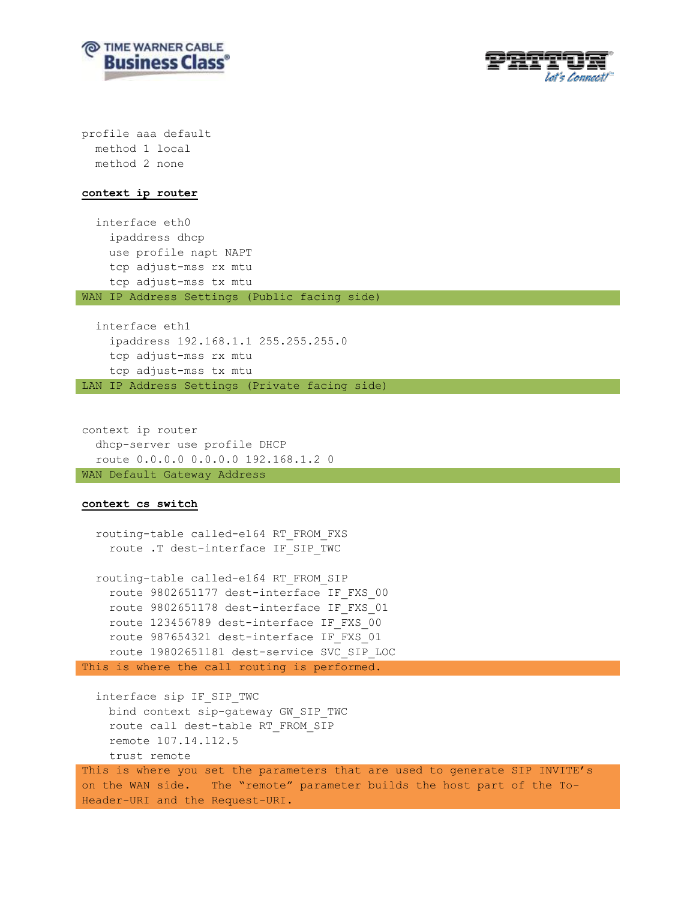```
profile aaa default
  method 1 local
  method 2 none
```

**context ip router**

```
  interface eth0
    ipaddress dhcp
    use profile napt NAPT
    tcp adjust-mss rx mtu
    tcp adjust-mss tx mtu
```

WAN IP Address Settings (Public facing side)

```
  interface eth1
    ipaddress 192.168.1.1 255.255.255.0
    tcp adjust-mss rx mtu
    tcp adjust-mss tx mtu
```

LAN IP Address Settings (Private facing side)

```
context ip router
  dhcp-server use profile DHCP
  route 0.0.0.0 0.0.0.0 192.168.1.2 0
```

WAN Default Gateway Address

**context cs switch**

```
  routing-table called-e164 RT_FROM_FXS
    route .T dest-interface IF_SIP_TWC

  routing-table called-e164 RT_FROM_SIP
    route 9802651177 dest-interface IF_FXS_00
    route 9802651178 dest-interface IF_FXS_01
    route 123456789 dest-interface IF_FXS_00
    route 987654321 dest-interface IF_FXS_01
    route 19802651181 dest-service SVC_SIP_LOC
```

This is where the call routing is performed.

```
  interface sip IF_SIP_TWC
    bind context sip-gateway GW_SIP_TWC
    route call dest-table RT_FROM_SIP
    remote 107.14.112.5
    trust remote
```

This is where you set the parameters that are used to generate SIP INVITE's on the WAN side. The "remote" parameter builds the host part of the To-Header-URI and the Request-URI.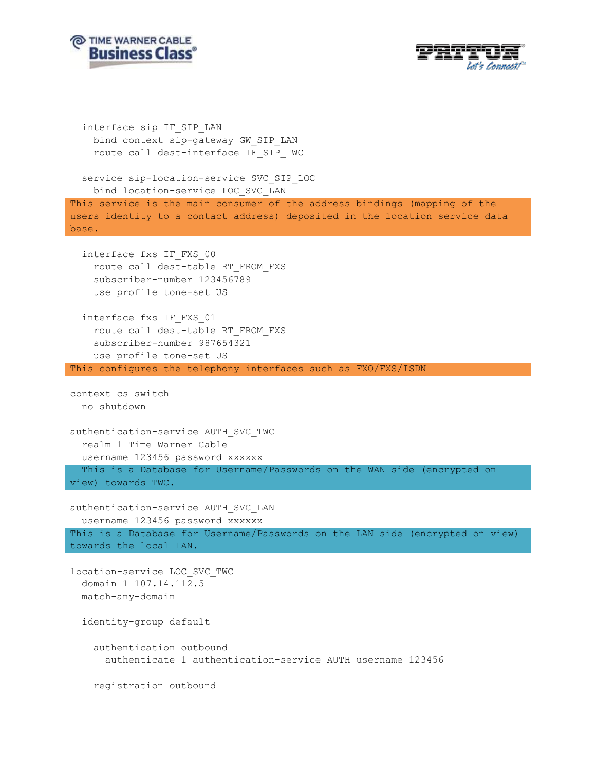```
  interface sip IF_SIP_LAN
    bind context sip-gateway GW_SIP_LAN
    route call dest-interface IF_SIP_TWC

  service sip-location-service SVC_SIP_LOC
    bind location-service LOC_SVC_LAN
```

This service is the main consumer of the address bindings (mapping of the users identity to a contact address) deposited in the location service data base.

```
  interface fxs IF_FXS_00
    route call dest-table RT_FROM_FXS
    subscriber-number 123456789
    use profile tone-set US

  interface fxs IF_FXS_01
    route call dest-table RT_FROM_FXS
    subscriber-number 987654321
    use profile tone-set US
```

This configures the telephony interfaces such as FXO/FXS/ISDN

```
context cs switch
  no shutdown

authentication-service AUTH_SVC_TWC
  realm 1 Time Warner Cable
  username 123456 password xxxxxx
```

This is a Database for Username/Passwords on the WAN side (encrypted on view) towards TWC.

```
authentication-service AUTH_SVC_LAN
  username 123456 password xxxxxx
```

This is a Database for Username/Passwords on the LAN side (encrypted on view) towards the local LAN.

```
location-service LOC_SVC_TWC
  domain 1 107.14.112.5
  match-any-domain

  identity-group default

    authentication outbound
      authenticate 1 authentication-service AUTH username 123456

    registration outbound
```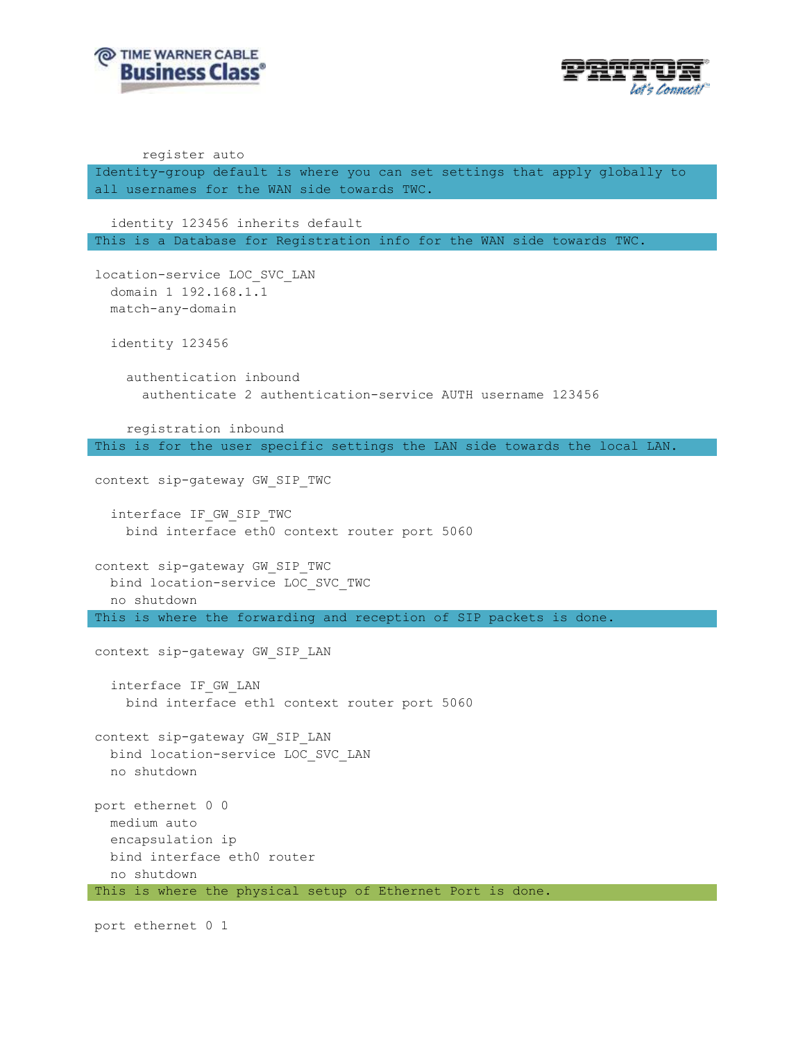```
      register auto
```

Identity-group default is where you can set settings that apply globally to all usernames for the WAN side towards TWC.

```
  identity 123456 inherits default
```

This is a Database for Registration info for the WAN side towards TWC.

```
location-service LOC_SVC_LAN
  domain 1 192.168.1.1
  match-any-domain

  identity 123456

    authentication inbound
      authenticate 2 authentication-service AUTH username 123456

    registration inbound
```

This is for the user specific settings the LAN side towards the local LAN.

```
context sip-gateway GW_SIP_TWC

  interface IF_GW_SIP_TWC
    bind interface eth0 context router port 5060

context sip-gateway GW_SIP_TWC
  bind location-service LOC_SVC_TWC
  no shutdown
```

This is where the forwarding and reception of SIP packets is done.

```
context sip-gateway GW_SIP_LAN

  interface IF_GW_LAN
    bind interface eth1 context router port 5060

context sip-gateway GW_SIP_LAN
  bind location-service LOC_SVC_LAN
  no shutdown

port ethernet 0 0
  medium auto
  encapsulation ip
  bind interface eth0 router
  no shutdown
```

This is where the physical setup of Ethernet Port is done.

```
port ethernet 0 1
```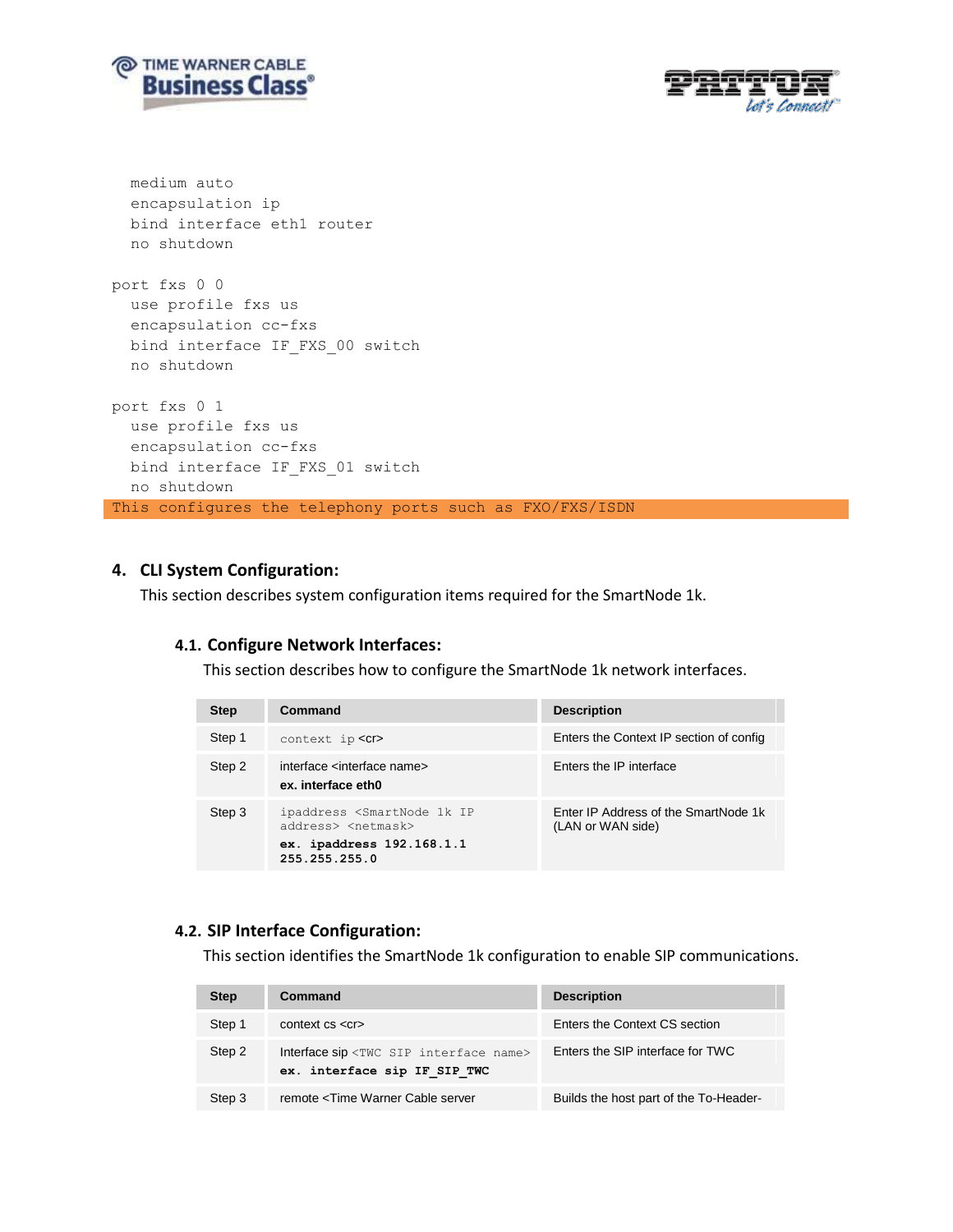```
  medium auto
  encapsulation ip
  bind interface eth1 router
  no shutdown

port fxs 0 0
  use profile fxs us
  encapsulation cc-fxs
  bind interface IF_FXS_00 switch
  no shutdown

port fxs 0 1
  use profile fxs us
  encapsulation cc-fxs
  bind interface IF_FXS_01 switch
  no shutdown
This configures the telephony ports such as FXO/FXS/ISDN
```

## 4. CLI System Configuration:

This section describes system configuration items required for the SmartNode 1k.

### 4.1. Configure Network Interfaces:

This section describes how to configure the SmartNode 1k network interfaces.

| Step | Command | Description |
|---|---|---|
| Step 1 | `context ip` <cr> | Enters the Context IP section of config |
| Step 2 | interface <interface name><br>**ex. interface eth0** | Enters the IP interface |
| Step 3 | `ipaddress <SmartNode 1k IP address> <netmask>`<br>**`ex. ipaddress 192.168.1.1 255.255.255.0`** | Enter IP Address of the SmartNode 1k (LAN or WAN side) |

### 4.2. SIP Interface Configuration:

This section identifies the SmartNode 1k configuration to enable SIP communications.

| Step | Command | Description |
|---|---|---|
| Step 1 | context cs <cr> | Enters the Context CS section |
| Step 2 | Interface sip `<TWC SIP interface name>`<br>**`ex. interface sip IF_SIP_TWC`** | Enters the SIP interface for TWC |
| Step 3 | remote <Time Warner Cable server | Builds the host part of the To-Header- |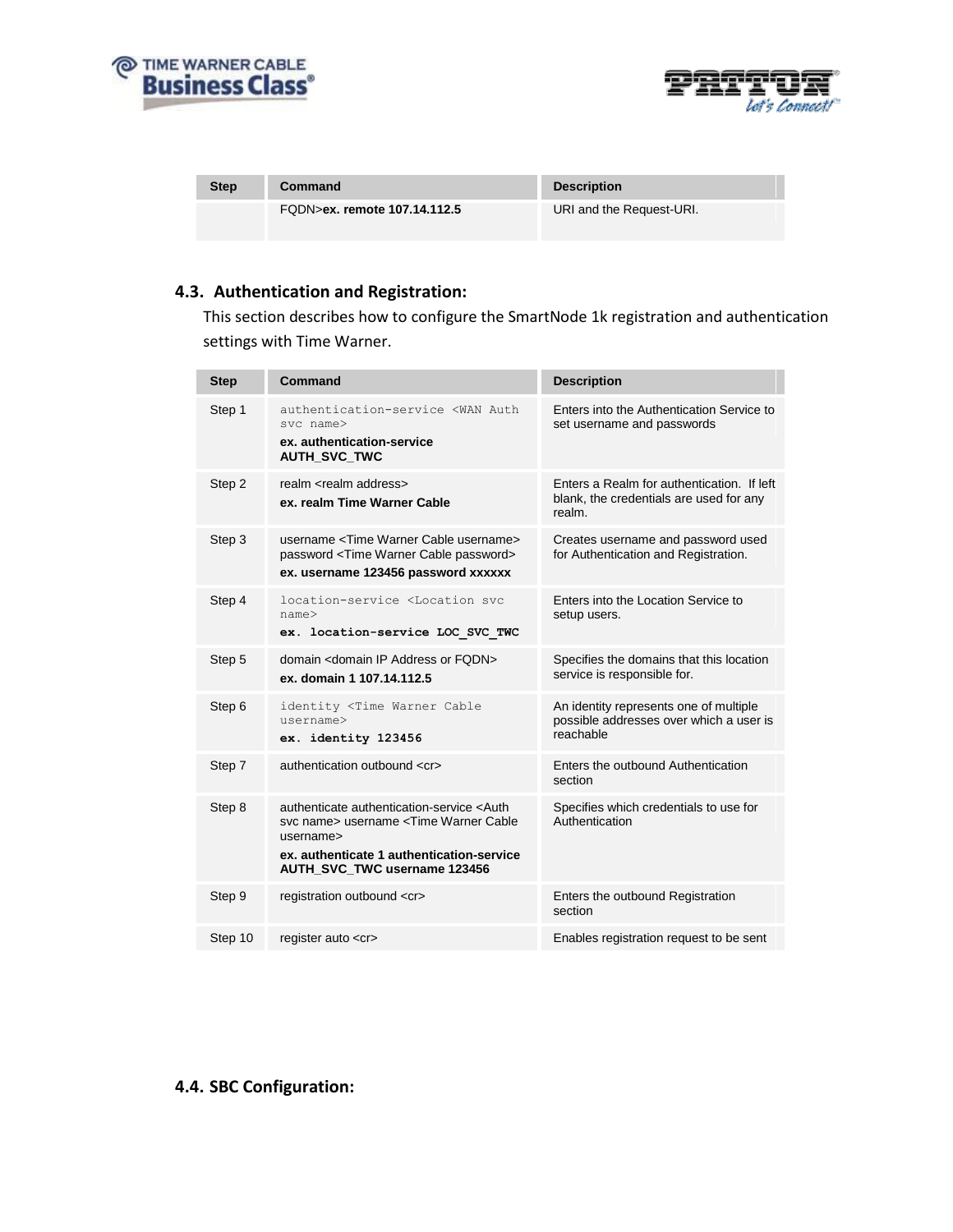| Step | Command | Description |
|---|---|---|
| | FQDN>**ex. remote 107.14.112.5** | URI and the Request-URI. |

## 4.3. Authentication and Registration:

This section describes how to configure the SmartNode 1k registration and authentication settings with Time Warner.

| Step | Command | Description |
|---|---|---|
| Step 1 | authentication-service <WAN Auth svc name> **ex. authentication-service AUTH_SVC_TWC** | Enters into the Authentication Service to set username and passwords |
| Step 2 | realm <realm address> **ex. realm Time Warner Cable** | Enters a Realm for authentication. If left blank, the credentials are used for any realm. |
| Step 3 | username <Time Warner Cable username> password <Time Warner Cable password> **ex. username 123456 password xxxxxx** | Creates username and password used for Authentication and Registration. |
| Step 4 | location-service <Location svc name> **ex. location-service LOC_SVC_TWC** | Enters into the Location Service to setup users. |
| Step 5 | domain <domain IP Address or FQDN> **ex. domain 1 107.14.112.5** | Specifies the domains that this location service is responsible for. |
| Step 6 | identity <Time Warner Cable username> **ex. identity 123456** | An identity represents one of multiple possible addresses over which a user is reachable |
| Step 7 | authentication outbound <cr> | Enters the outbound Authentication section |
| Step 8 | authenticate authentication-service <Auth svc name> username <Time Warner Cable username> **ex. authenticate 1 authentication-service AUTH_SVC_TWC username 123456** | Specifies which credentials to use for Authentication |
| Step 9 | registration outbound <cr> | Enters the outbound Registration section |
| Step 10 | register auto <cr> | Enables registration request to be sent |

## 4.4. SBC Configuration: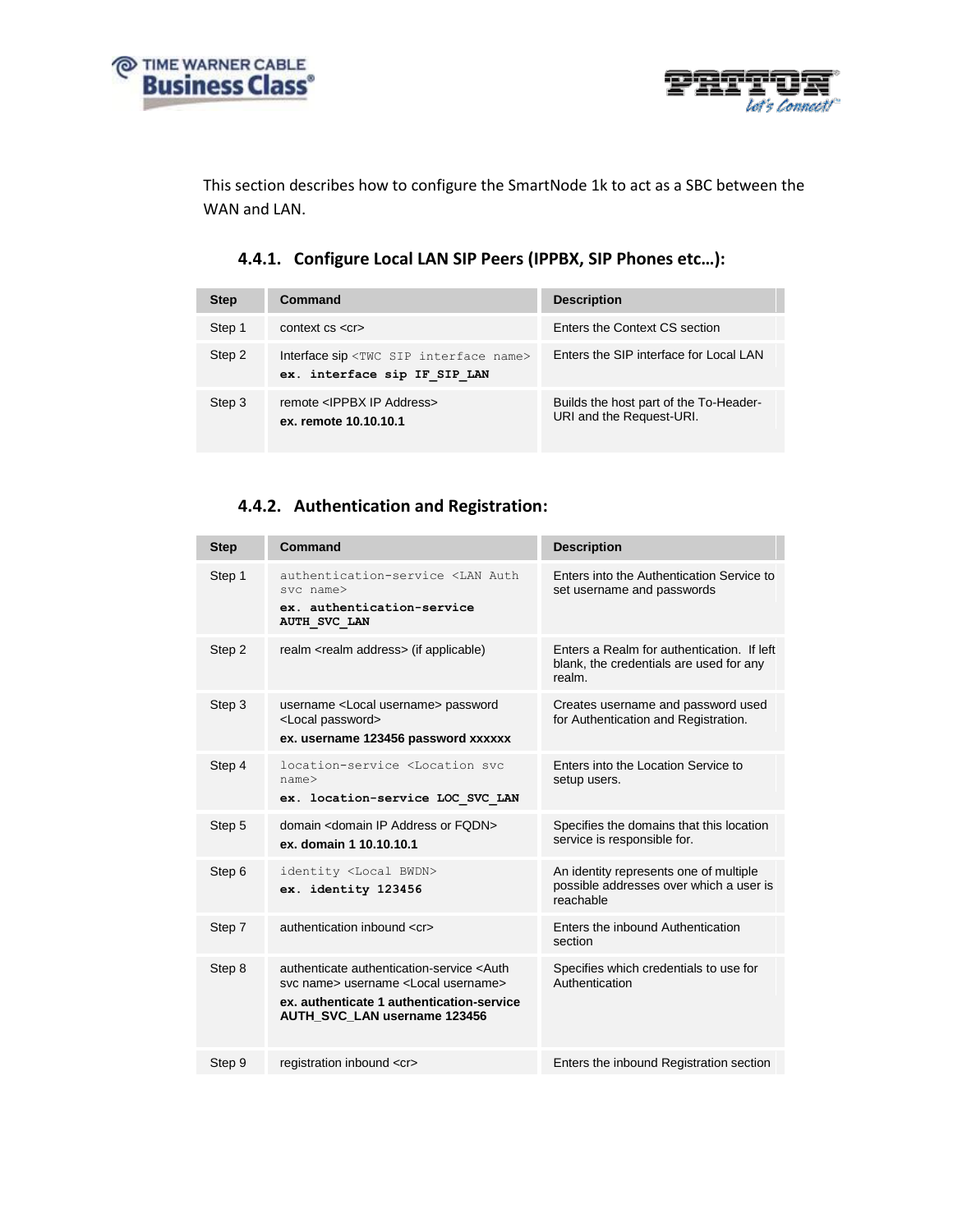This section describes how to configure the SmartNode 1k to act as a SBC between the WAN and LAN.

### 4.4.1. Configure Local LAN SIP Peers (IPPBX, SIP Phones etc…):

| Step | Command | Description |
|---|---|---|
| Step 1 | context cs <cr> | Enters the Context CS section |
| Step 2 | Interface sip <TWC SIP interface name> **ex. interface sip IF_SIP_LAN** | Enters the SIP interface for Local LAN |
| Step 3 | remote <IPPBX IP Address> **ex. remote 10.10.10.1** | Builds the host part of the To-Header-URI and the Request-URI. |

### 4.4.2. Authentication and Registration:

| Step | Command | Description |
|---|---|---|
| Step 1 | authentication-service <LAN Auth svc name> **ex. authentication-service AUTH_SVC_LAN** | Enters into the Authentication Service to set username and passwords |
| Step 2 | realm <realm address> (if applicable) | Enters a Realm for authentication. If left blank, the credentials are used for any realm. |
| Step 3 | username <Local username> password <Local password> **ex. username 123456 password xxxxxx** | Creates username and password used for Authentication and Registration. |
| Step 4 | location-service <Location svc name> **ex. location-service LOC_SVC_LAN** | Enters into the Location Service to setup users. |
| Step 5 | domain <domain IP Address or FQDN> **ex. domain 1 10.10.10.1** | Specifies the domains that this location service is responsible for. |
| Step 6 | identity <Local BWDN> **ex. identity 123456** | An identity represents one of multiple possible addresses over which a user is reachable |
| Step 7 | authentication inbound <cr> | Enters the inbound Authentication section |
| Step 8 | authenticate authentication-service <Auth svc name> username <Local username> **ex. authenticate 1 authentication-service AUTH_SVC_LAN username 123456** | Specifies which credentials to use for Authentication |
| Step 9 | registration inbound <cr> | Enters the inbound Registration section |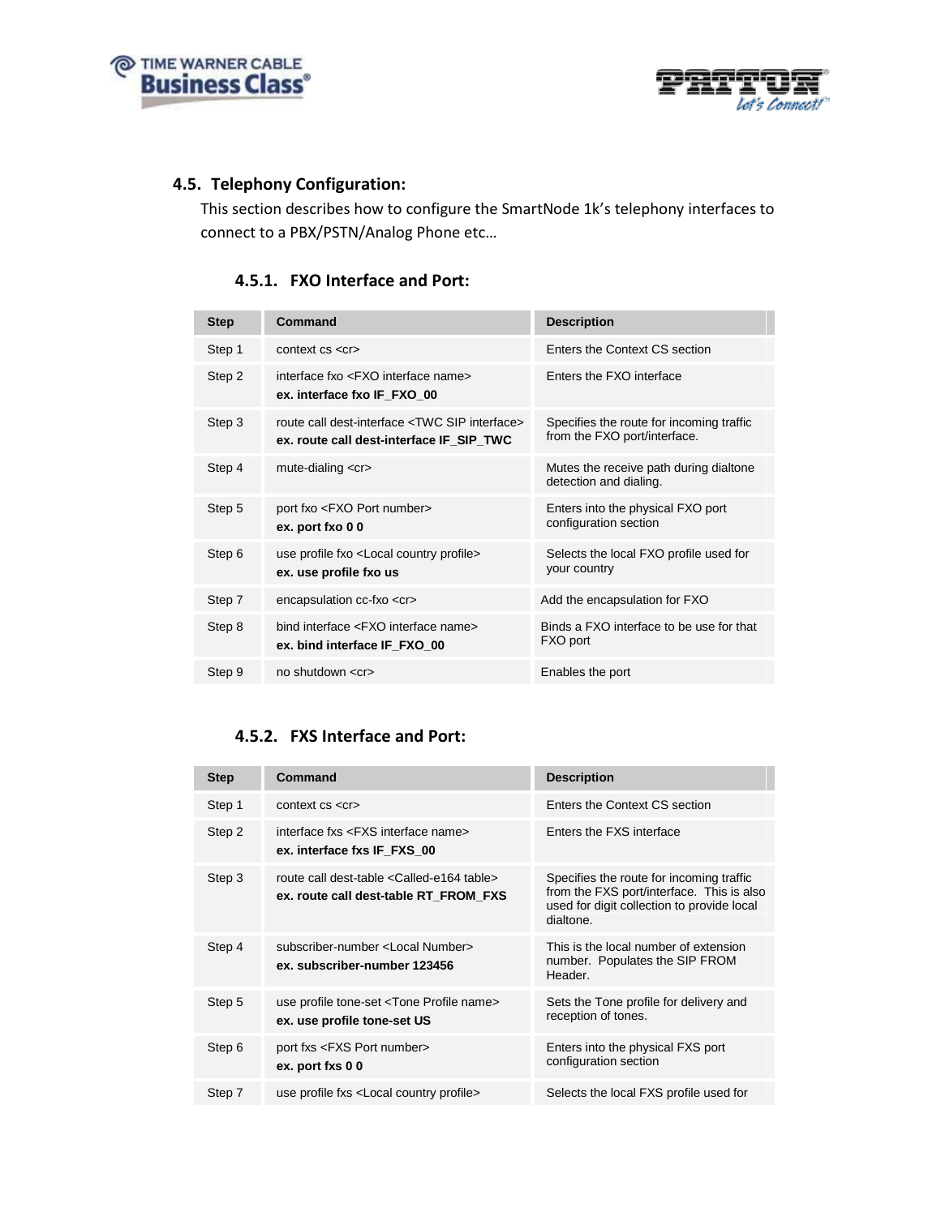## 4.5. Telephony Configuration:

This section describes how to configure the SmartNode 1k's telephony interfaces to connect to a PBX/PSTN/Analog Phone etc…

### 4.5.1. FXO Interface and Port:

| Step | Command | Description |
|---|---|---|
| Step 1 | context cs <cr> | Enters the Context CS section |
| Step 2 | interface fxo <FXO interface name><br>**ex. interface fxo IF_FXO_00** | Enters the FXO interface |
| Step 3 | route call dest-interface <TWC SIP interface><br>**ex. route call dest-interface IF_SIP_TWC** | Specifies the route for incoming traffic from the FXO port/interface. |
| Step 4 | mute-dialing <cr> | Mutes the receive path during dialtone detection and dialing. |
| Step 5 | port fxo <FXO Port number><br>**ex. port fxo 0 0** | Enters into the physical FXO port configuration section |
| Step 6 | use profile fxo <Local country profile><br>**ex. use profile fxo us** | Selects the local FXO profile used for your country |
| Step 7 | encapsulation cc-fxo <cr> | Add the encapsulation for FXO |
| Step 8 | bind interface <FXO interface name><br>**ex. bind interface IF_FXO_00** | Binds a FXO interface to be use for that FXO port |
| Step 9 | no shutdown <cr> | Enables the port |

### 4.5.2. FXS Interface and Port:

| Step | Command | Description |
|---|---|---|
| Step 1 | context cs <cr> | Enters the Context CS section |
| Step 2 | interface fxs <FXS interface name><br>**ex. interface fxs IF_FXS_00** | Enters the FXS interface |
| Step 3 | route call dest-table <Called-e164 table><br>**ex. route call dest-table RT_FROM_FXS** | Specifies the route for incoming traffic from the FXS port/interface. This is also used for digit collection to provide local dialtone. |
| Step 4 | subscriber-number <Local Number><br>**ex. subscriber-number 123456** | This is the local number of extension number. Populates the SIP FROM Header. |
| Step 5 | use profile tone-set <Tone Profile name><br>**ex. use profile tone-set US** | Sets the Tone profile for delivery and reception of tones. |
| Step 6 | port fxs <FXS Port number><br>**ex. port fxs 0 0** | Enters into the physical FXS port configuration section |
| Step 7 | use profile fxs <Local country profile> | Selects the local FXS profile used for |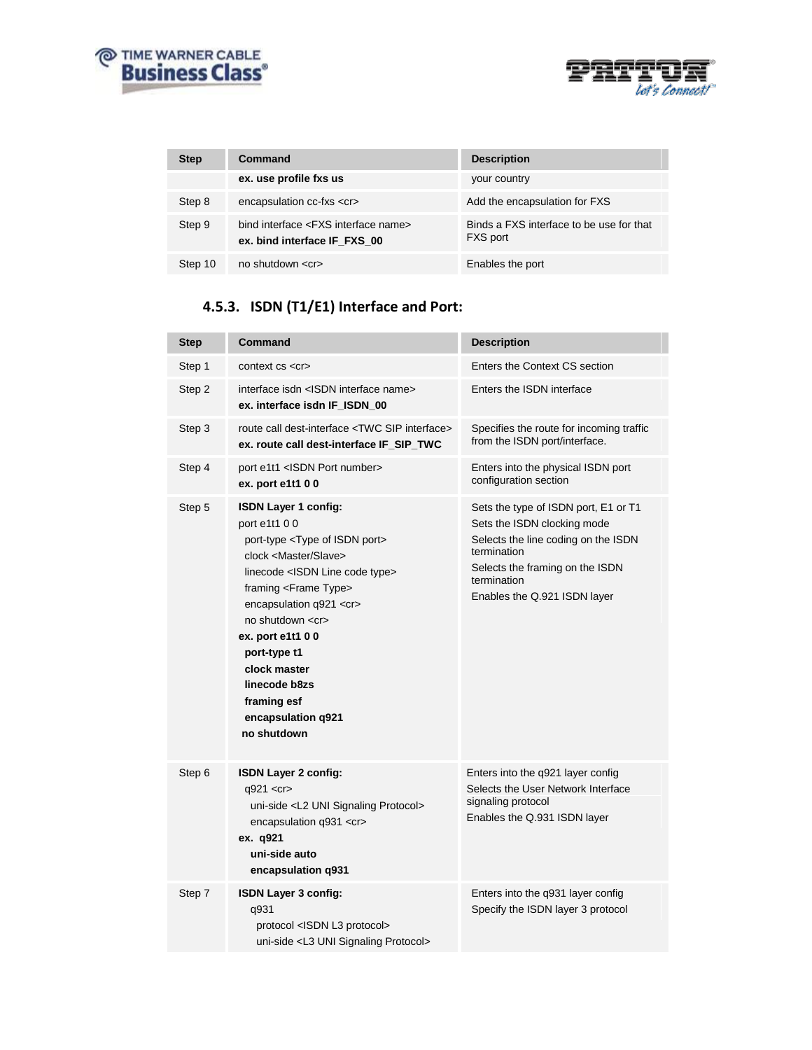| Step | Command | Description |
|---|---|---|
| | **ex. use profile fxs us** | your country |
| Step 8 | encapsulation cc-fxs <cr> | Add the encapsulation for FXS |
| Step 9 | bind interface <FXS interface name><br>**ex. bind interface IF_FXS_00** | Binds a FXS interface to be use for that FXS port |
| Step 10 | no shutdown <cr> | Enables the port |

### 4.5.3. ISDN (T1/E1) Interface and Port:

| Step | Command | Description |
|---|---|---|
| Step 1 | context cs <cr> | Enters the Context CS section |
| Step 2 | interface isdn <ISDN interface name><br>**ex. interface isdn IF_ISDN_00** | Enters the ISDN interface |
| Step 3 | route call dest-interface <TWC SIP interface><br>**ex. route call dest-interface IF_SIP_TWC** | Specifies the route for incoming traffic from the ISDN port/interface. |
| Step 4 | port e1t1 <ISDN Port number><br>**ex. port e1t1 0 0** | Enters into the physical ISDN port configuration section |
| Step 5 | **ISDN Layer 1 config:**<br>port e1t1 0 0<br>port-type <Type of ISDN port><br>clock <Master/Slave><br>linecode <ISDN Line code type><br>framing <Frame Type><br>encapsulation q921 <cr><br>no shutdown <cr><br>**ex. port e1t1 0 0**<br>**port-type t1**<br>**clock master**<br>**linecode b8zs**<br>**framing esf**<br>**encapsulation q921**<br>**no shutdown** | Sets the type of ISDN port, E1 or T1<br>Sets the ISDN clocking mode<br>Selects the line coding on the ISDN termination<br>Selects the framing on the ISDN termination<br>Enables the Q.921 ISDN layer |
| Step 6 | **ISDN Layer 2 config:**<br>q921 <cr><br>uni-side <L2 UNI Signaling Protocol><br>encapsulation q931 <cr><br>**ex. q921**<br>**uni-side auto**<br>**encapsulation q931** | Enters into the q921 layer config<br>Selects the User Network Interface signaling protocol<br>Enables the Q.931 ISDN layer |
| Step 7 | **ISDN Layer 3 config:**<br>q931<br>protocol <ISDN L3 protocol><br>uni-side <L3 UNI Signaling Protocol> | Enters into the q931 layer config<br>Specify the ISDN layer 3 protocol |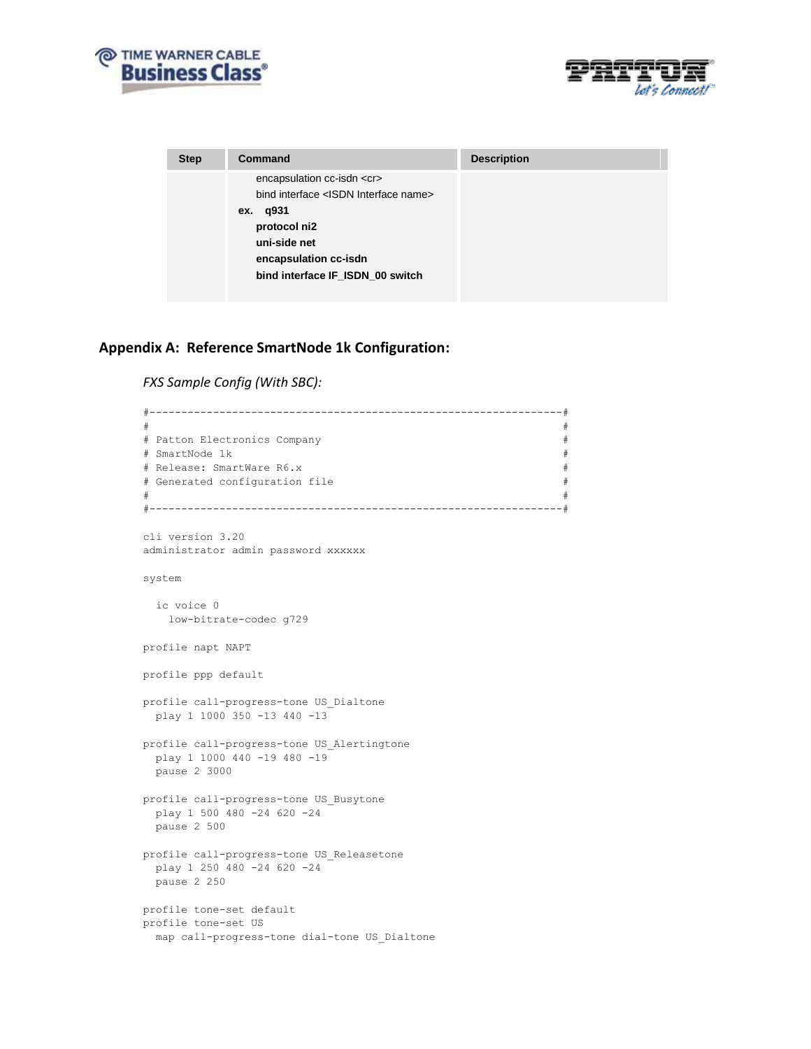| Step | Command | Description |
| --- | --- | --- |
| | encapsulation cc-isdn <cr><br>bind interface <ISDN Interface name><br>**ex. q931**<br>**protocol ni2**<br>**uni-side net**<br>**encapsulation cc-isdn**<br>**bind interface IF_ISDN_00 switch** | |

## Appendix A: Reference SmartNode 1k Configuration:

*FXS Sample Config (With SBC):*

```
#----------------------------------------------------------------#
#                                                                #
# Patton Electronics Company                                     #
# SmartNode 1k                                                   #
# Release: SmartWare R6.x                                        #
# Generated configuration file                                   #
#                                                                #
#----------------------------------------------------------------#

cli version 3.20
administrator admin password xxxxxx

system

  ic voice 0
    low-bitrate-codec g729

profile napt NAPT

profile ppp default

profile call-progress-tone US_Dialtone
  play 1 1000 350 -13 440 -13

profile call-progress-tone US_Alertingtone
  play 1 1000 440 -19 480 -19
  pause 2 3000

profile call-progress-tone US_Busytone
  play 1 500 480 -24 620 -24
  pause 2 500

profile call-progress-tone US_Releasetone
  play 1 250 480 -24 620 -24
  pause 2 250

profile tone-set default
profile tone-set US
  map call-progress-tone dial-tone US_Dialtone
```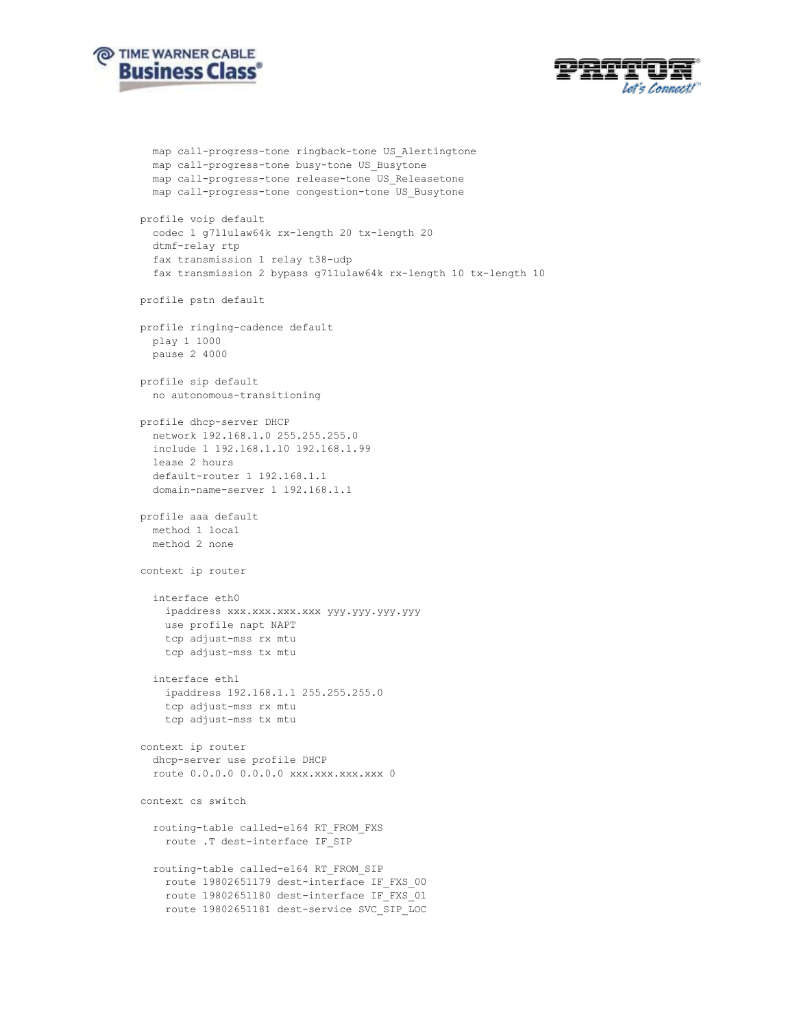```
  map call-progress-tone ringback-tone US_Alertingtone
  map call-progress-tone busy-tone US_Busytone
  map call-progress-tone release-tone US_Releasetone
  map call-progress-tone congestion-tone US_Busytone

profile voip default
  codec 1 g711ulaw64k rx-length 20 tx-length 20
  dtmf-relay rtp
  fax transmission 1 relay t38-udp
  fax transmission 2 bypass g711ulaw64k rx-length 10 tx-length 10

profile pstn default

profile ringing-cadence default
  play 1 1000
  pause 2 4000

profile sip default
  no autonomous-transitioning

profile dhcp-server DHCP
  network 192.168.1.0 255.255.255.0
  include 1 192.168.1.10 192.168.1.99
  lease 2 hours
  default-router 1 192.168.1.1
  domain-name-server 1 192.168.1.1

profile aaa default
  method 1 local
  method 2 none

context ip router

  interface eth0
    ipaddress xxx.xxx.xxx.xxx yyy.yyy.yyy.yyy
    use profile napt NAPT
    tcp adjust-mss rx mtu
    tcp adjust-mss tx mtu

  interface eth1
    ipaddress 192.168.1.1 255.255.255.0
    tcp adjust-mss rx mtu
    tcp adjust-mss tx mtu

context ip router
  dhcp-server use profile DHCP
  route 0.0.0.0 0.0.0.0 xxx.xxx.xxx.xxx 0

context cs switch

  routing-table called-e164 RT_FROM_FXS
    route .T dest-interface IF_SIP

  routing-table called-e164 RT_FROM_SIP
    route 19802651179 dest-interface IF_FXS_00
    route 19802651180 dest-interface IF_FXS_01
    route 19802651181 dest-service SVC_SIP_LOC
```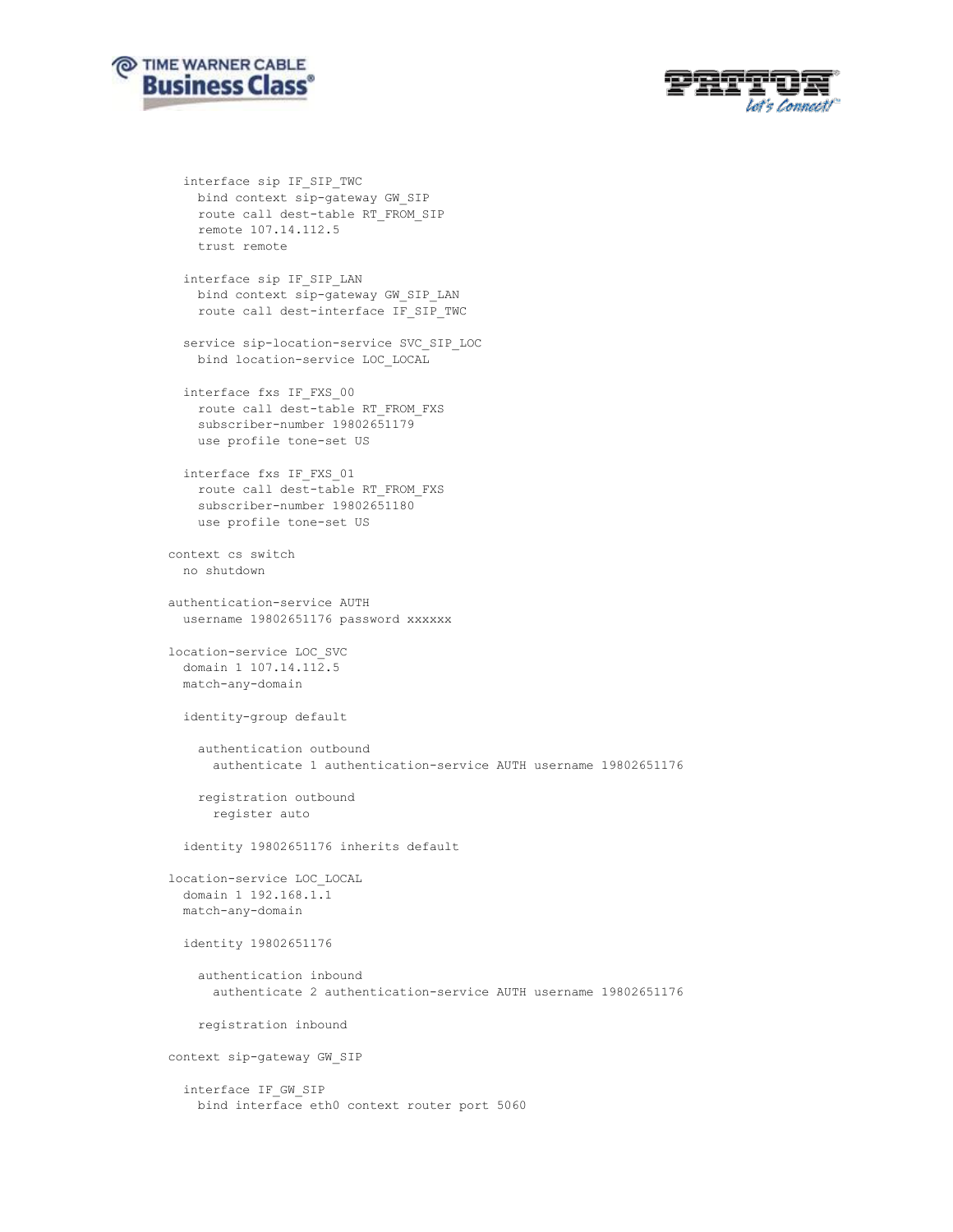```
  interface sip IF_SIP_TWC
    bind context sip-gateway GW_SIP
    route call dest-table RT_FROM_SIP
    remote 107.14.112.5
    trust remote

  interface sip IF_SIP_LAN
    bind context sip-gateway GW_SIP_LAN
    route call dest-interface IF_SIP_TWC

  service sip-location-service SVC_SIP_LOC
    bind location-service LOC_LOCAL

  interface fxs IF_FXS_00
    route call dest-table RT_FROM_FXS
    subscriber-number 19802651179
    use profile tone-set US

  interface fxs IF_FXS_01
    route call dest-table RT_FROM_FXS
    subscriber-number 19802651180
    use profile tone-set US

context cs switch
  no shutdown

authentication-service AUTH
  username 19802651176 password xxxxxx

location-service LOC_SVC
  domain 1 107.14.112.5
  match-any-domain

  identity-group default

    authentication outbound
      authenticate 1 authentication-service AUTH username 19802651176

    registration outbound
      register auto

  identity 19802651176 inherits default

location-service LOC_LOCAL
  domain 1 192.168.1.1
  match-any-domain

  identity 19802651176

    authentication inbound
      authenticate 2 authentication-service AUTH username 19802651176

    registration inbound

context sip-gateway GW_SIP

  interface IF_GW_SIP
    bind interface eth0 context router port 5060
```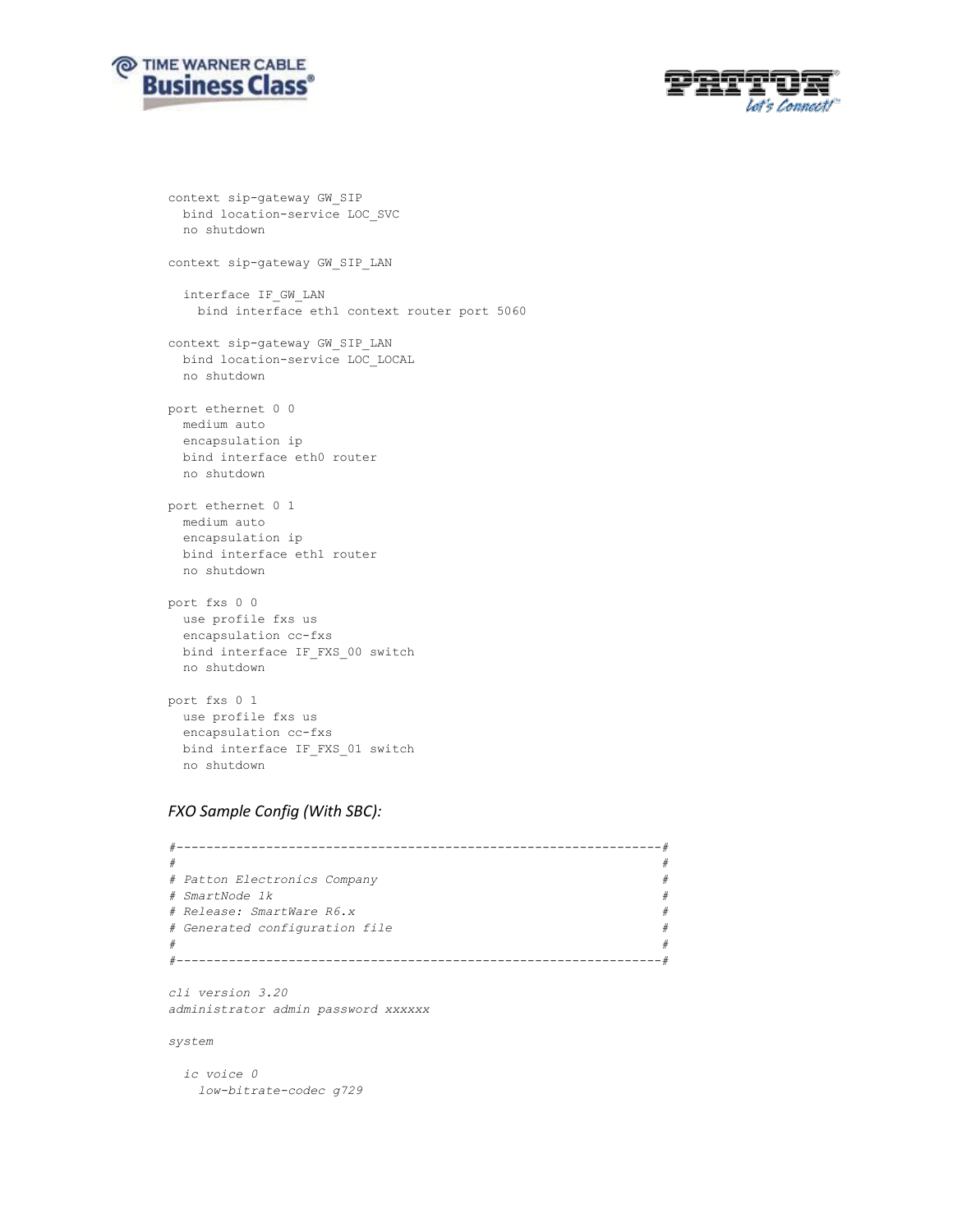```
context sip-gateway GW_SIP
  bind location-service LOC_SVC
  no shutdown

context sip-gateway GW_SIP_LAN

  interface IF_GW_LAN
    bind interface eth1 context router port 5060

context sip-gateway GW_SIP_LAN
  bind location-service LOC_LOCAL
  no shutdown

port ethernet 0 0
  medium auto
  encapsulation ip
  bind interface eth0 router
  no shutdown

port ethernet 0 1
  medium auto
  encapsulation ip
  bind interface eth1 router
  no shutdown

port fxs 0 0
  use profile fxs us
  encapsulation cc-fxs
  bind interface IF_FXS_00 switch
  no shutdown

port fxs 0 1
  use profile fxs us
  encapsulation cc-fxs
  bind interface IF_FXS_01 switch
  no shutdown
```

*FXO Sample Config (With SBC):*

```
#----------------------------------------------------------------#
#                                                                #
# Patton Electronics Company                                     #
# SmartNode 1k                                                   #
# Release: SmartWare R6.x                                        #
# Generated configuration file                                   #
#                                                                #
#----------------------------------------------------------------#

cli version 3.20
administrator admin password xxxxxx

system

  ic voice 0
    low-bitrate-codec g729
```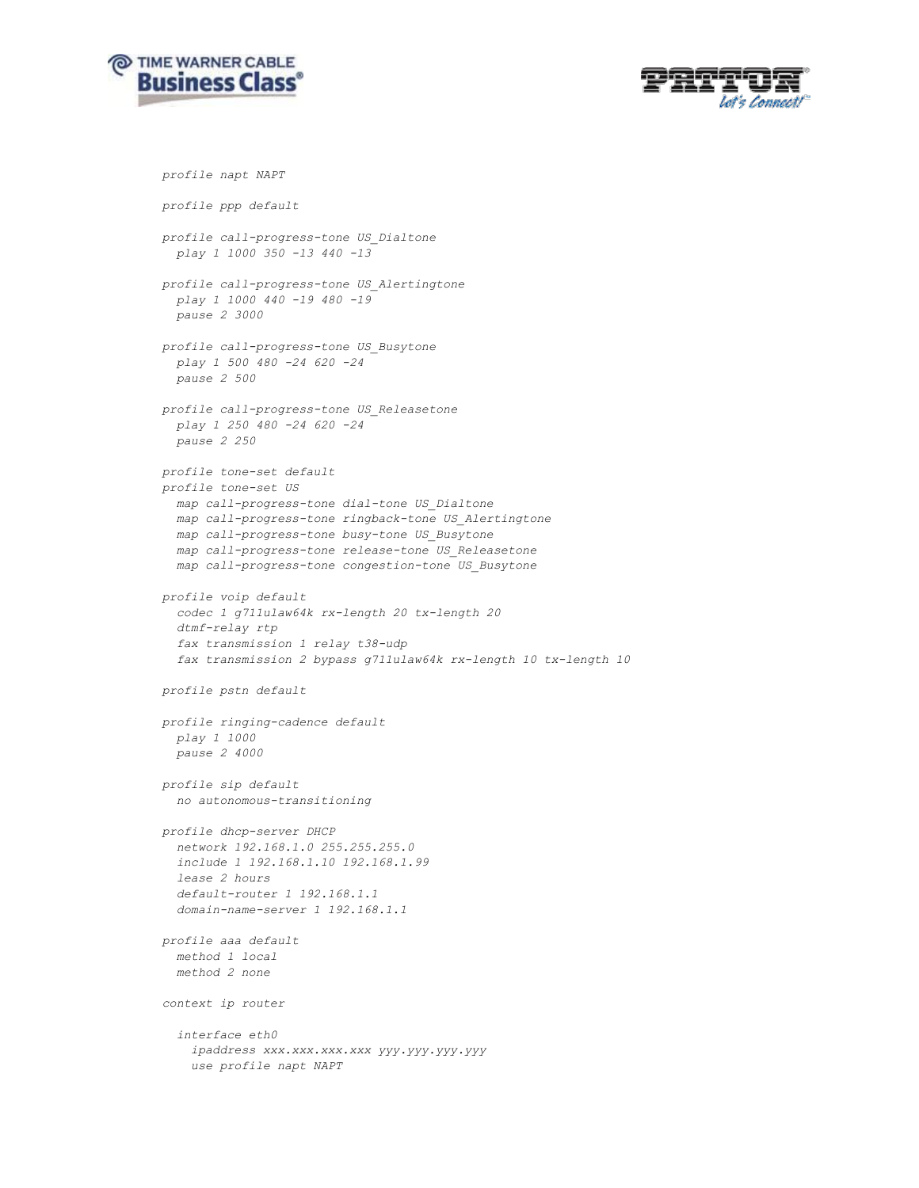```
profile napt NAPT

profile ppp default

profile call-progress-tone US_Dialtone
  play 1 1000 350 -13 440 -13

profile call-progress-tone US_Alertingtone
  play 1 1000 440 -19 480 -19
  pause 2 3000

profile call-progress-tone US_Busytone
  play 1 500 480 -24 620 -24
  pause 2 500

profile call-progress-tone US_Releasetone
  play 1 250 480 -24 620 -24
  pause 2 250

profile tone-set default
profile tone-set US
  map call-progress-tone dial-tone US_Dialtone
  map call-progress-tone ringback-tone US_Alertingtone
  map call-progress-tone busy-tone US_Busytone
  map call-progress-tone release-tone US_Releasetone
  map call-progress-tone congestion-tone US_Busytone

profile voip default
  codec 1 g711ulaw64k rx-length 20 tx-length 20
  dtmf-relay rtp
  fax transmission 1 relay t38-udp
  fax transmission 2 bypass g711ulaw64k rx-length 10 tx-length 10

profile pstn default

profile ringing-cadence default
  play 1 1000
  pause 2 4000

profile sip default
  no autonomous-transitioning

profile dhcp-server DHCP
  network 192.168.1.0 255.255.255.0
  include 1 192.168.1.10 192.168.1.99
  lease 2 hours
  default-router 1 192.168.1.1
  domain-name-server 1 192.168.1.1

profile aaa default
  method 1 local
  method 2 none

context ip router

  interface eth0
    ipaddress xxx.xxx.xxx.xxx yyy.yyy.yyy.yyy
    use profile napt NAPT
```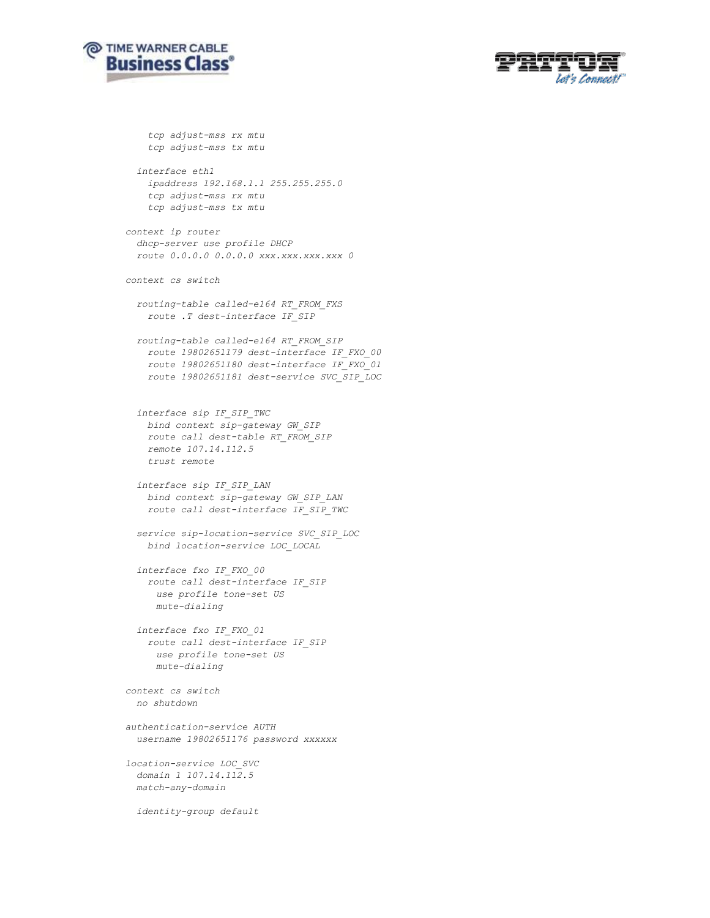```
    tcp adjust-mss rx mtu
    tcp adjust-mss tx mtu

  interface eth1
    ipaddress 192.168.1.1 255.255.255.0
    tcp adjust-mss rx mtu
    tcp adjust-mss tx mtu

context ip router
  dhcp-server use profile DHCP
  route 0.0.0.0 0.0.0.0 xxx.xxx.xxx.xxx 0

context cs switch

  routing-table called-e164 RT_FROM_FXS
    route .T dest-interface IF_SIP

  routing-table called-e164 RT_FROM_SIP
    route 19802651179 dest-interface IF_FXO_00
    route 19802651180 dest-interface IF_FXO_01
    route 19802651181 dest-service SVC_SIP_LOC


  interface sip IF_SIP_TWC
    bind context sip-gateway GW_SIP
    route call dest-table RT_FROM_SIP
    remote 107.14.112.5
    trust remote

  interface sip IF_SIP_LAN
    bind context sip-gateway GW_SIP_LAN
    route call dest-interface IF_SIP_TWC

  service sip-location-service SVC_SIP_LOC
    bind location-service LOC_LOCAL

  interface fxo IF_FXO_00
    route call dest-interface IF_SIP
     use profile tone-set US
     mute-dialing

  interface fxo IF_FXO_01
    route call dest-interface IF_SIP
     use profile tone-set US
     mute-dialing

context cs switch
  no shutdown

authentication-service AUTH
  username 19802651176 password xxxxxx

location-service LOC_SVC
  domain 1 107.14.112.5
  match-any-domain

  identity-group default
```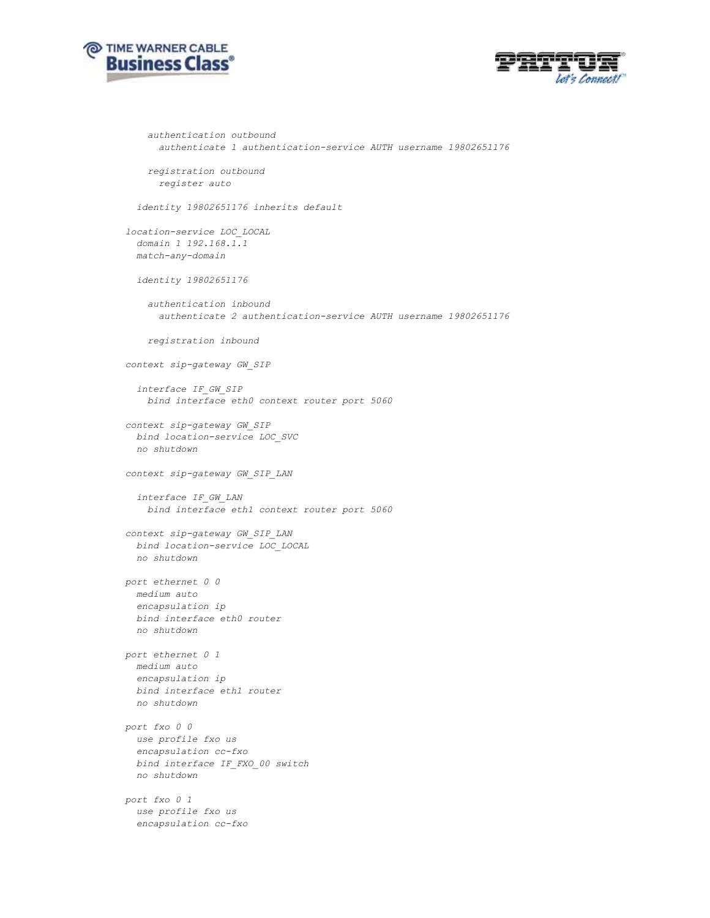```
    authentication outbound
      authenticate 1 authentication-service AUTH username 19802651176

    registration outbound
      register auto

  identity 19802651176 inherits default

location-service LOC_LOCAL
  domain 1 192.168.1.1
  match-any-domain

  identity 19802651176

    authentication inbound
      authenticate 2 authentication-service AUTH username 19802651176

    registration inbound

context sip-gateway GW_SIP

  interface IF_GW_SIP
    bind interface eth0 context router port 5060

context sip-gateway GW_SIP
  bind location-service LOC_SVC
  no shutdown

context sip-gateway GW_SIP_LAN

  interface IF_GW_LAN
    bind interface eth1 context router port 5060

context sip-gateway GW_SIP_LAN
  bind location-service LOC_LOCAL
  no shutdown

port ethernet 0 0
  medium auto
  encapsulation ip
  bind interface eth0 router
  no shutdown

port ethernet 0 1
  medium auto
  encapsulation ip
  bind interface eth1 router
  no shutdown

port fxo 0 0
  use profile fxo us
  encapsulation cc-fxo
  bind interface IF_FXO_00 switch
  no shutdown

port fxo 0 1
  use profile fxo us
  encapsulation cc-fxo
```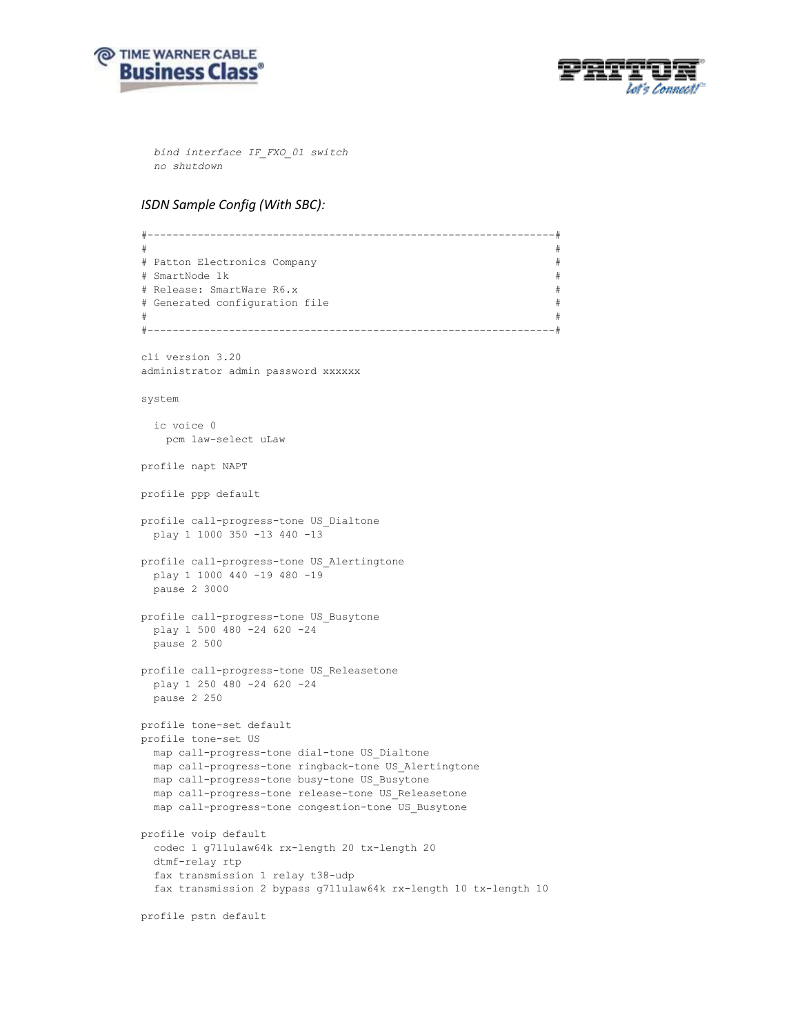```
  bind interface IF_FXO_01 switch
  no shutdown
```

*ISDN Sample Config (With SBC):*

```
#----------------------------------------------------------------#
#                                                                #
# Patton Electronics Company                                     #
# SmartNode 1k                                                   #
# Release: SmartWare R6.x                                        #
# Generated configuration file                                   #
#                                                                #
#----------------------------------------------------------------#

cli version 3.20
administrator admin password xxxxxx

system

  ic voice 0
    pcm law-select uLaw

profile napt NAPT

profile ppp default

profile call-progress-tone US_Dialtone
  play 1 1000 350 -13 440 -13

profile call-progress-tone US_Alertingtone
  play 1 1000 440 -19 480 -19
  pause 2 3000

profile call-progress-tone US_Busytone
  play 1 500 480 -24 620 -24
  pause 2 500

profile call-progress-tone US_Releasetone
  play 1 250 480 -24 620 -24
  pause 2 250

profile tone-set default
profile tone-set US
  map call-progress-tone dial-tone US_Dialtone
  map call-progress-tone ringback-tone US_Alertingtone
  map call-progress-tone busy-tone US_Busytone
  map call-progress-tone release-tone US_Releasetone
  map call-progress-tone congestion-tone US_Busytone

profile voip default
  codec 1 g711ulaw64k rx-length 20 tx-length 20
  dtmf-relay rtp
  fax transmission 1 relay t38-udp
  fax transmission 2 bypass g711ulaw64k rx-length 10 tx-length 10

profile pstn default
```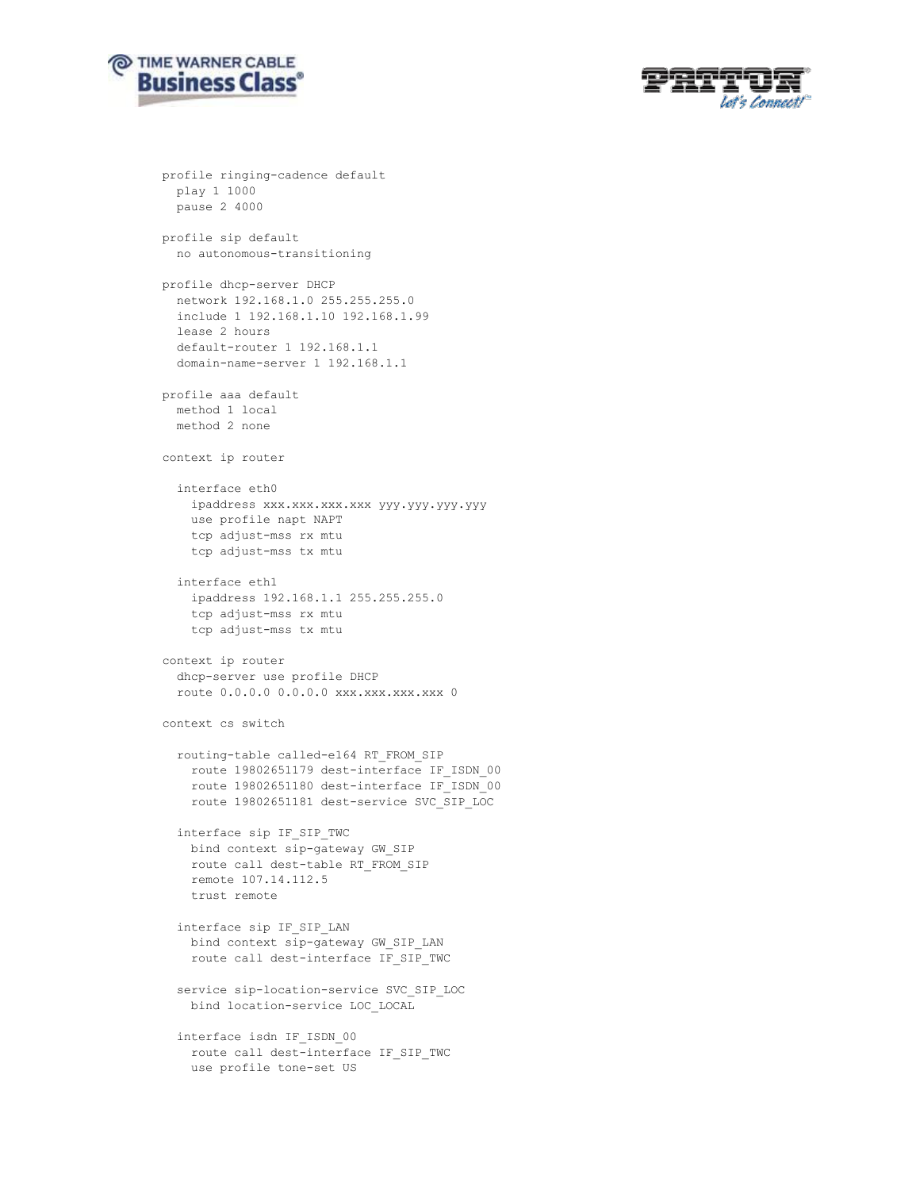```
profile ringing-cadence default
  play 1 1000
  pause 2 4000

profile sip default
  no autonomous-transitioning

profile dhcp-server DHCP
  network 192.168.1.0 255.255.255.0
  include 1 192.168.1.10 192.168.1.99
  lease 2 hours
  default-router 1 192.168.1.1
  domain-name-server 1 192.168.1.1

profile aaa default
  method 1 local
  method 2 none

context ip router

  interface eth0
    ipaddress xxx.xxx.xxx.xxx yyy.yyy.yyy.yyy
    use profile napt NAPT
    tcp adjust-mss rx mtu
    tcp adjust-mss tx mtu

  interface eth1
    ipaddress 192.168.1.1 255.255.255.0
    tcp adjust-mss rx mtu
    tcp adjust-mss tx mtu

context ip router
  dhcp-server use profile DHCP
  route 0.0.0.0 0.0.0.0 xxx.xxx.xxx.xxx 0

context cs switch

  routing-table called-e164 RT_FROM_SIP
    route 19802651179 dest-interface IF_ISDN_00
    route 19802651180 dest-interface IF_ISDN_00
    route 19802651181 dest-service SVC_SIP_LOC

  interface sip IF_SIP_TWC
    bind context sip-gateway GW_SIP
    route call dest-table RT_FROM_SIP
    remote 107.14.112.5
    trust remote

  interface sip IF_SIP_LAN
    bind context sip-gateway GW_SIP_LAN
    route call dest-interface IF_SIP_TWC

  service sip-location-service SVC_SIP_LOC
    bind location-service LOC_LOCAL

  interface isdn IF_ISDN_00
    route call dest-interface IF_SIP_TWC
    use profile tone-set US
```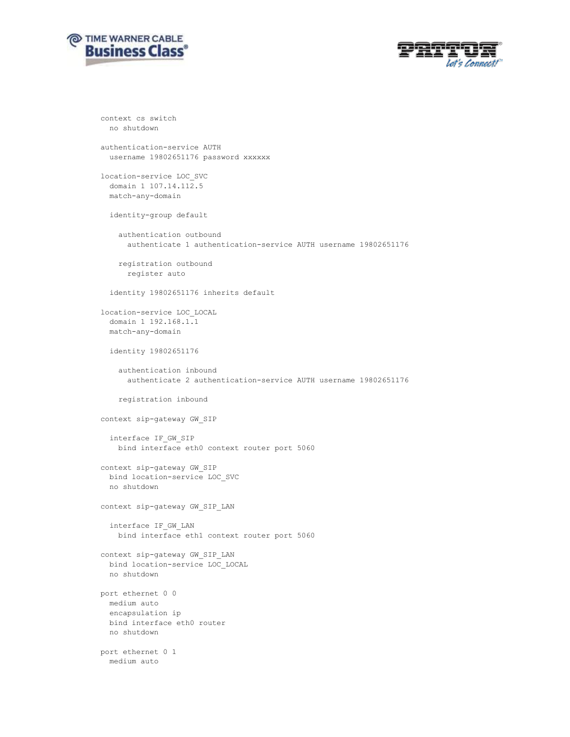```
context cs switch
  no shutdown

authentication-service AUTH
  username 19802651176 password xxxxxx

location-service LOC_SVC
  domain 1 107.14.112.5
  match-any-domain

  identity-group default

    authentication outbound
      authenticate 1 authentication-service AUTH username 19802651176

    registration outbound
      register auto

  identity 19802651176 inherits default

location-service LOC_LOCAL
  domain 1 192.168.1.1
  match-any-domain

  identity 19802651176

    authentication inbound
      authenticate 2 authentication-service AUTH username 19802651176

    registration inbound

context sip-gateway GW_SIP

  interface IF_GW_SIP
    bind interface eth0 context router port 5060

context sip-gateway GW_SIP
  bind location-service LOC_SVC
  no shutdown

context sip-gateway GW_SIP_LAN

  interface IF_GW_LAN
    bind interface eth1 context router port 5060

context sip-gateway GW_SIP_LAN
  bind location-service LOC_LOCAL
  no shutdown

port ethernet 0 0
  medium auto
  encapsulation ip
  bind interface eth0 router
  no shutdown

port ethernet 0 1
  medium auto
```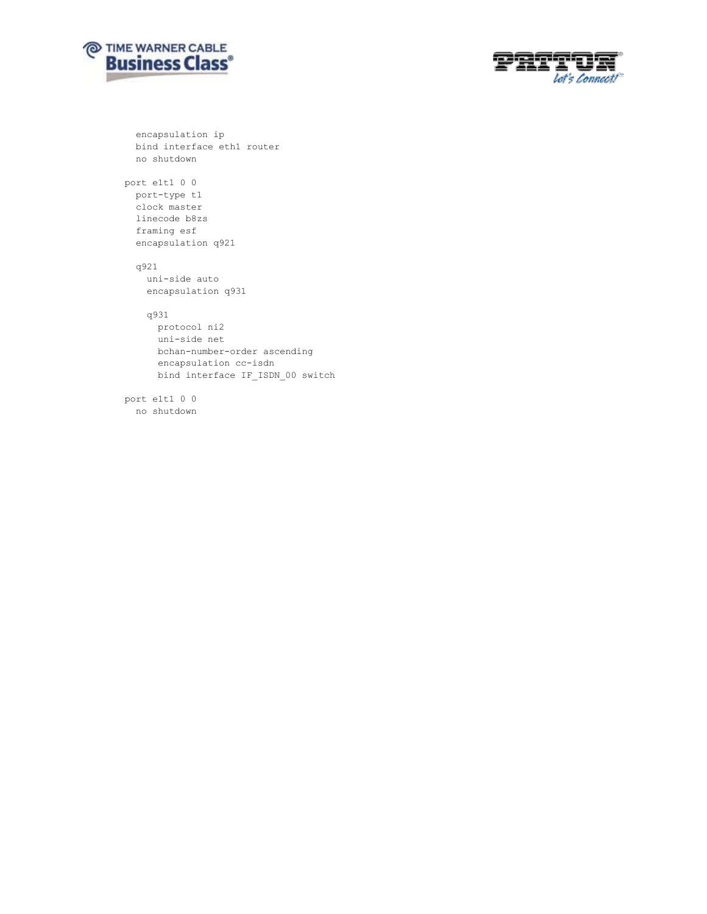```
  encapsulation ip
  bind interface eth1 router
  no shutdown

port e1t1 0 0
  port-type t1
  clock master
  linecode b8zs
  framing esf
  encapsulation q921

  q921
    uni-side auto
    encapsulation q931

    q931
      protocol ni2
      uni-side net
      bchan-number-order ascending
      encapsulation cc-isdn
      bind interface IF_ISDN_00 switch

port e1t1 0 0
  no shutdown
```